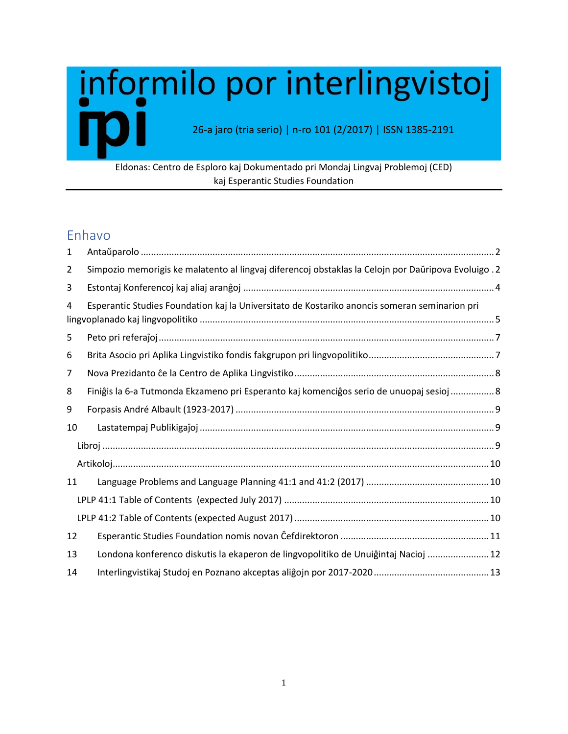# informilo por interlingvistoj

**ipi**

26-a jaro (tria serio) | n-ro 101 (2/2017) | ISSN 1385-2191

Eldonas: Centro de Esploro kaj Dokumentado pri Mondaj Lingvaj Problemoj (CED) kaj Esperantic Studies Foundation

## Enhavo

1 Antaŭparolo ..... 2

2 Simpozio memorigis ke malatento al lingvaj diferencoj obstaklas la Celojn por Daŭripova Evoluigo . 2

3 Estontaj Konferencoj kaj aliaj aranĝoj ..... 4

4 Esperantic Studies Foundation kaj la Universitato de Kostariko anoncis someran seminarion pri lingvoplanado kaj lingvopolitiko ..... 5

5 Peto pri referaĵoj ..... 7

6 Brita Asocio pri Aplika Lingvistiko fondis fakgrupon pri lingvopolitiko ..... 7

7 Nova Prezidanto ĉe la Centro de Aplika Lingvistiko ..... 8

8 Finiĝis la 6-a Tutmonda Ekzameno pri Esperanto kaj komenciĝos serio de unuopaj sesioj ..... 8

9 Forpasis André Albault (1923-2017) ..... 9

10 Lastatempaj Publikigaĵoj ..... 9

- Libroj ..... 9
- Artikoloj ..... 10

11 Language Problems and Language Planning 41:1 and 41:2 (2017) ..... 10

- LPLP 41:1 Table of Contents (expected July 2017) ..... 10
- LPLP 41:2 Table of Contents (expected August 2017) ..... 10

12 Esperantic Studies Foundation nomis novan Ĉefdirektoron ..... 11

13 Londona konferenco diskutis la ekaperon de lingvopolitiko de Unuiĝintaj Nacioj ..... 12

14 Interlingvistikaj Studoj en Poznano akceptas aliĝojn por 2017-2020 ..... 13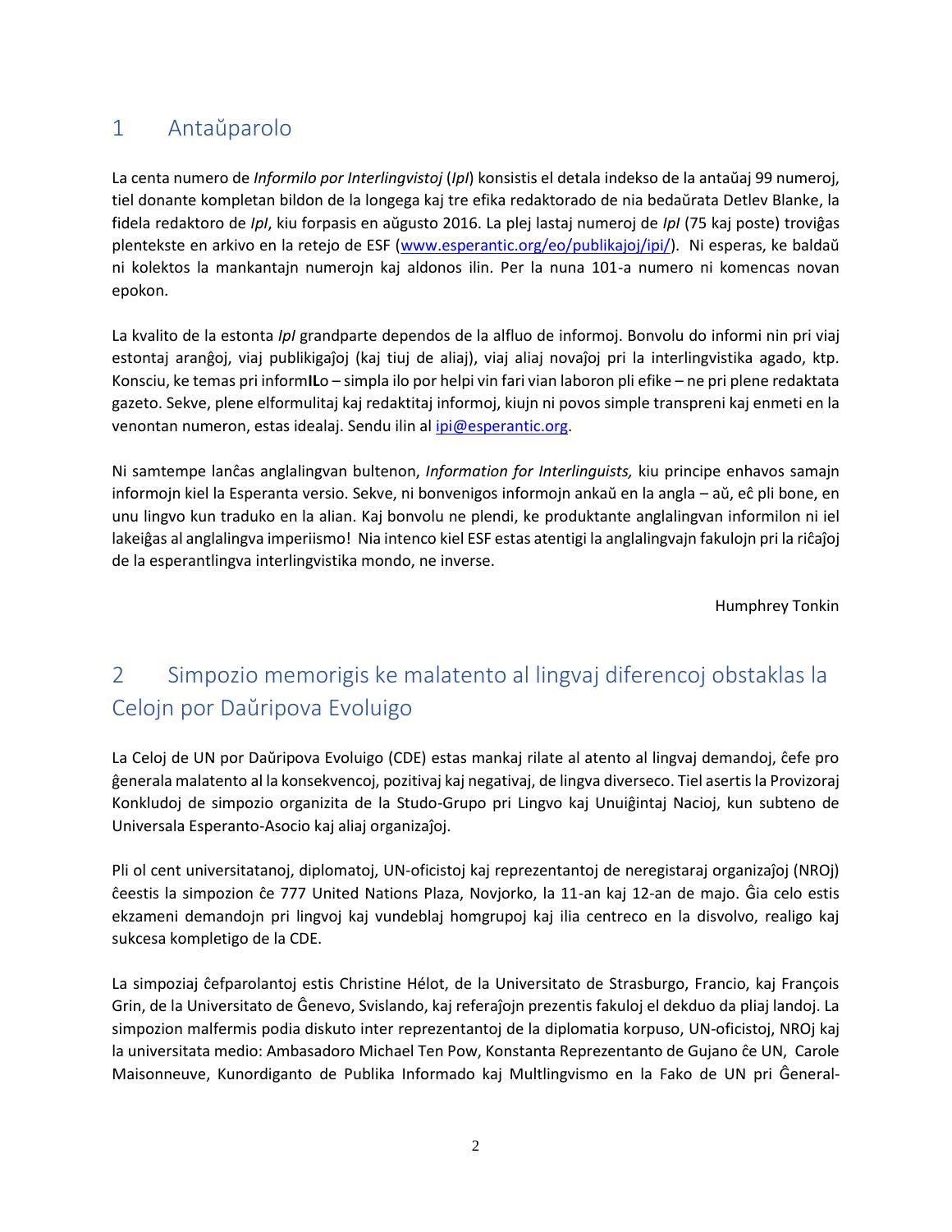# 1 Antaŭparolo

La centa numero de *Informilo por Interlingvistoj* (*IpI*) konsistis el detala indekso de la antaŭaj 99 numeroj, tiel donante kompletan bildon de la longega kaj tre efika redaktorado de nia bedaŭrata Detlev Blanke, la fidela redaktoro de *IpI*, kiu forpasis en aŭgusto 2016. La plej lastaj numeroj de *IpI* (75 kaj poste) troviĝas plentekste en arkivo en la retejo de ESF (www.esperantic.org/eo/publikajoj/ipi/). Ni esperas, ke baldaŭ ni kolektos la mankantajn numerojn kaj aldonos ilin. Per la nuna 101-a numero ni komencas novan epokon.

La kvalito de la estonta *IpI* grandparte dependos de la alfluo de informoj. Bonvolu do informi nin pri viaj estontaj aranĝoj, viaj publikigaĵoj (kaj tiuj de aliaj), viaj aliaj novaĵoj pri la interlingvistika agado, ktp. Konsciu, ke temas pri inform**IL**o – simpla ilo por helpi vin fari vian laboron pli efike – ne pri plene redaktata gazeto. Sekve, plene elformulitaj kaj redaktitaj informoj, kiujn ni povos simple transpreni kaj enmeti en la venontan numeron, estas idealaj. Sendu ilin al ipi@esperantic.org.

Ni samtempe lanĉas anglalingvan bultenon, *Information for Interlinguists,* kiu principe enhavos samajn informojn kiel la Esperanta versio. Sekve, ni bonvenigos informojn ankaŭ en la angla – aŭ, eĉ pli bone, en unu lingvo kun traduko en la alian. Kaj bonvolu ne plendi, ke produktante anglalingvan informilon ni iel lakeiĝas al anglalingva imperiismo! Nia intenco kiel ESF estas atentigi la anglalingvajn fakulojn pri la riĉaĵoj de la esperantlingva interlingvistika mondo, ne inverse.

Humphrey Tonkin

# 2 Simpozio memorigis ke malatento al lingvaj diferencoj obstaklas la Celojn por Daŭripova Evoluigo

La Celoj de UN por Daŭripova Evoluigo (CDE) estas mankaj rilate al atento al lingvaj demandoj, ĉefe pro ĝenerala malatento al la konsekvencoj, pozitivaj kaj negativaj, de lingva diverseco. Tiel asertis la Provizoraj Konkludoj de simpozio organizita de la Studo-Grupo pri Lingvo kaj Unuiĝintaj Nacioj, kun subteno de Universala Esperanto-Asocio kaj aliaj organizaĵoj.

Pli ol cent universitatanoj, diplomatoj, UN-oficistoj kaj reprezentantoj de neregistaraj organizaĵoj (NROj) ĉeestis la simpozion ĉe 777 United Nations Plaza, Novjorko, la 11-an kaj 12-an de majo. Ĝia celo estis ekzameni demandojn pri lingvoj kaj vundeblaj homgrupoj kaj ilia centreco en la disvolvo, realigo kaj sukcesa kompletigo de la CDE.

La simpoziaj ĉefparolantoj estis Christine Hélot, de la Universitato de Strasburgo, Francio, kaj François Grin, de la Universitato de Ĝenevo, Svislando, kaj referaĵojn prezentis fakuloj el dekduo da pliaj landoj. La simpozion malfermis podia diskuto inter reprezentantoj de la diplomatia korpuso, UN-oficistoj, NROj kaj la universitata medio: Ambasadoro Michael Ten Pow, Konstanta Reprezentanto de Gujano ĉe UN, Carole Maisonneuve, Kunordiganto de Publika Informado kaj Multlingvismo en la Fako de UN pri Ĝeneral-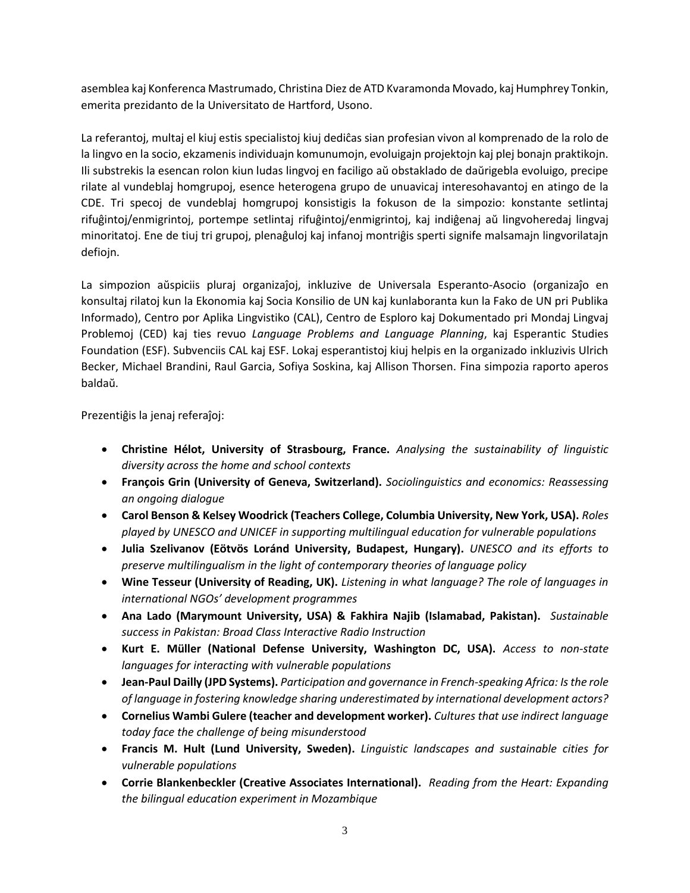asemblea kaj Konferenca Mastrumado, Christina Diez de ATD Kvaramonda Movado, kaj Humphrey Tonkin, emerita prezidanto de la Universitato de Hartford, Usono.

La referantoj, multaj el kiuj estis specialistoj kiuj dediĉas sian profesian vivon al komprenado de la rolo de la lingvo en la socio, ekzamenis individuajn komunumojn, evoluigajn projektojn kaj plej bonajn praktikojn. Ili substrekis la esencan rolon kiun ludas lingvoj en faciligo aŭ obstaklado de daŭrigebla evoluigo, precipe rilate al vundeblaj homgrupoj, esence heterogena grupo de unuavicaj interesohavantoj en atingo de la CDE. Tri specoj de vundeblaj homgrupoj konsistigis la fokuson de la simpozio: konstante setlintaj rifuĝintoj/enmigrintoj, portempe setlintaj rifuĝintoj/enmigrintoj, kaj indiĝenaj aŭ lingvoheredaj lingvaj minoritatoj. Ene de tiuj tri grupoj, plenaĝuloj kaj infanoj montriĝis sperti signife malsamajn lingvorilatajn defiojn.

La simpozion aŭspiciis pluraj organizaĵoj, inkluzive de Universala Esperanto-Asocio (organizaĵo en konsultaj rilatoj kun la Ekonomia kaj Socia Konsilio de UN kaj kunlaboranta kun la Fako de UN pri Publika Informado), Centro por Aplika Lingvistiko (CAL), Centro de Esploro kaj Dokumentado pri Mondaj Lingvaj Problemoj (CED) kaj ties revuo *Language Problems and Language Planning*, kaj Esperantic Studies Foundation (ESF). Subvenciis CAL kaj ESF. Lokaj esperantistoj kiuj helpis en la organizado inkluzivis Ulrich Becker, Michael Brandini, Raul Garcia, Sofiya Soskina, kaj Allison Thorsen. Fina simpozia raporto aperos baldaŭ.

Prezentiĝis la jenaj referaĵoj:

- **Christine Hélot, University of Strasbourg, France.** *Analysing the sustainability of linguistic diversity across the home and school contexts*
- **François Grin (University of Geneva, Switzerland).** *Sociolinguistics and economics: Reassessing an ongoing dialogue*
- **Carol Benson & Kelsey Woodrick (Teachers College, Columbia University, New York, USA).** *Roles played by UNESCO and UNICEF in supporting multilingual education for vulnerable populations*
- **Julia Szelivanov (Eötvös Loránd University, Budapest, Hungary).** *UNESCO and its efforts to preserve multilingualism in the light of contemporary theories of language policy*
- **Wine Tesseur (University of Reading, UK).** *Listening in what language? The role of languages in international NGOs' development programmes*
- **Ana Lado (Marymount University, USA) & Fakhira Najib (Islamabad, Pakistan).** *Sustainable success in Pakistan: Broad Class Interactive Radio Instruction*
- **Kurt E. Müller (National Defense University, Washington DC, USA).** *Access to non-state languages for interacting with vulnerable populations*
- **Jean-Paul Dailly (JPD Systems).** *Participation and governance in French-speaking Africa: Is the role of language in fostering knowledge sharing underestimated by international development actors?*
- **Cornelius Wambi Gulere (teacher and development worker).** *Cultures that use indirect language today face the challenge of being misunderstood*
- **Francis M. Hult (Lund University, Sweden).** *Linguistic landscapes and sustainable cities for vulnerable populations*
- **Corrie Blankenbeckler (Creative Associates International).** *Reading from the Heart: Expanding the bilingual education experiment in Mozambique*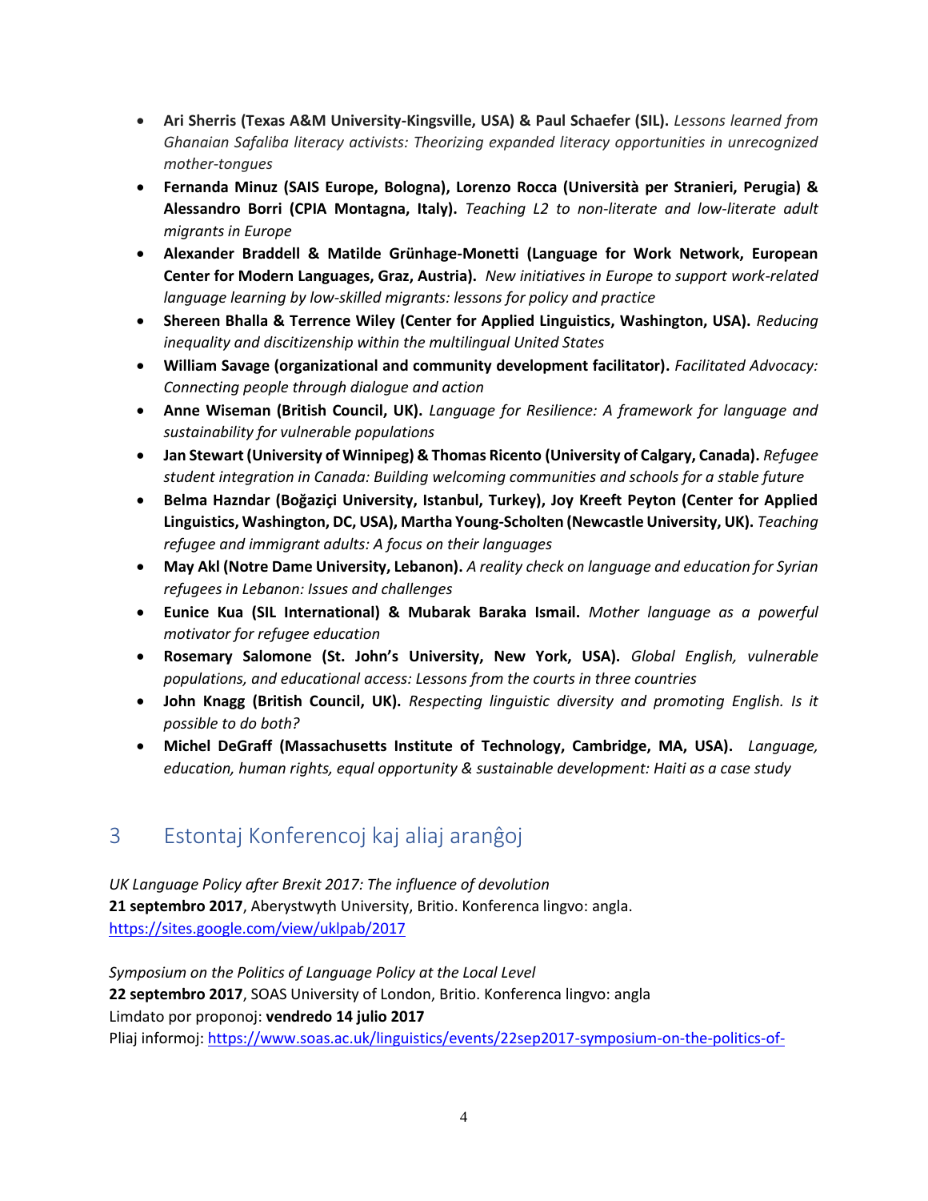- **Ari Sherris (Texas A&M University-Kingsville, USA) & Paul Schaefer (SIL).** *Lessons learned from Ghanaian Safaliba literacy activists: Theorizing expanded literacy opportunities in unrecognized mother-tongues*
- **Fernanda Minuz (SAIS Europe, Bologna), Lorenzo Rocca (Università per Stranieri, Perugia) & Alessandro Borri (CPIA Montagna, Italy).** *Teaching L2 to non-literate and low-literate adult migrants in Europe*
- **Alexander Braddell & Matilde Grünhage-Monetti (Language for Work Network, European Center for Modern Languages, Graz, Austria).** *New initiatives in Europe to support work-related language learning by low-skilled migrants: lessons for policy and practice*
- **Shereen Bhalla & Terrence Wiley (Center for Applied Linguistics, Washington, USA).** *Reducing inequality and discitizenship within the multilingual United States*
- **William Savage (organizational and community development facilitator).** *Facilitated Advocacy: Connecting people through dialogue and action*
- **Anne Wiseman (British Council, UK).** *Language for Resilience: A framework for language and sustainability for vulnerable populations*
- **Jan Stewart (University of Winnipeg) & Thomas Ricento (University of Calgary, Canada).** *Refugee student integration in Canada: Building welcoming communities and schools for a stable future*
- **Belma Hazndar (Boğaziçi University, Istanbul, Turkey), Joy Kreeft Peyton (Center for Applied Linguistics, Washington, DC, USA), Martha Young-Scholten (Newcastle University, UK).** *Teaching refugee and immigrant adults: A focus on their languages*
- **May Akl (Notre Dame University, Lebanon).** *A reality check on language and education for Syrian refugees in Lebanon: Issues and challenges*
- **Eunice Kua (SIL International) & Mubarak Baraka Ismail.** *Mother language as a powerful motivator for refugee education*
- **Rosemary Salomone (St. John's University, New York, USA).** *Global English, vulnerable populations, and educational access: Lessons from the courts in three countries*
- **John Knagg (British Council, UK).** *Respecting linguistic diversity and promoting English. Is it possible to do both?*
- **Michel DeGraff (Massachusetts Institute of Technology, Cambridge, MA, USA).** *Language, education, human rights, equal opportunity & sustainable development: Haiti as a case study*

## 3 Estontaj Konferencoj kaj aliaj aranĝoj

*UK Language Policy after Brexit 2017: The influence of devolution*
**21 septembro 2017**, Aberystwyth University, Britio. Konferenca lingvo: angla.
https://sites.google.com/view/uklpab/2017

*Symposium on the Politics of Language Policy at the Local Level*
**22 septembro 2017**, SOAS University of London, Britio. Konferenca lingvo: angla
Limdato por proponoj: **vendredo 14 julio 2017**
Pliaj informoj: https://www.soas.ac.uk/linguistics/events/22sep2017-symposium-on-the-politics-of-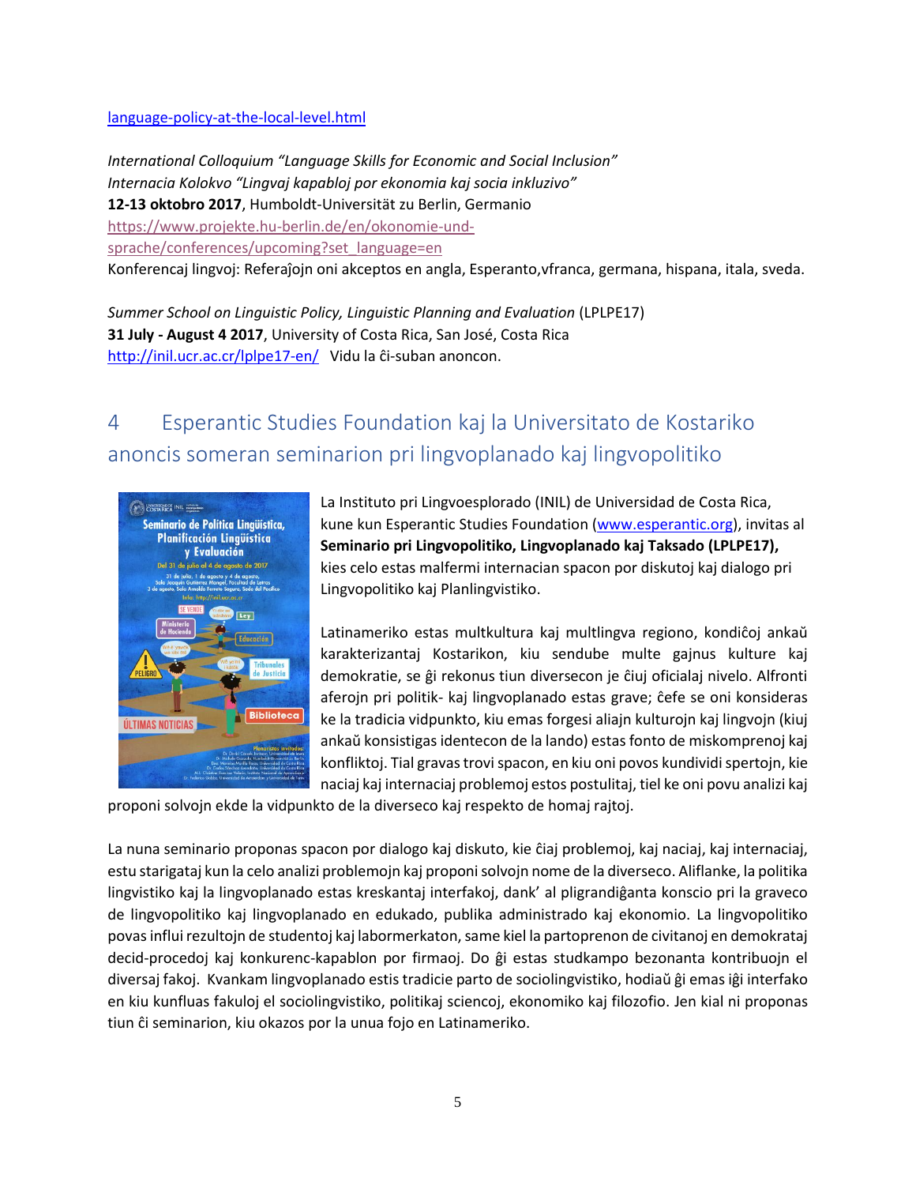[language-policy-at-the-local-level.html](language-policy-at-the-local-level.html)

*International Colloquium "Language Skills for Economic and Social Inclusion"*
*Internacia Kolokvo "Lingvaj kapabloj por ekonomia kaj socia inkluzivo"*
**12-13 oktobro 2017**, Humboldt-Universität zu Berlin, Germanio
[https://www.projekte.hu-berlin.de/en/okonomie-und-sprache/conferences/upcoming?set_language=en](https://www.projekte.hu-berlin.de/en/okonomie-und-sprache/conferences/upcoming?set_language=en)
Konferencaj lingvoj: Referaĵojn oni akceptos en angla, Esperanto,vfranca, germana, hispana, itala, sveda.

*Summer School on Linguistic Policy, Linguistic Planning and Evaluation* (LPLPE17)
**31 July - August 4 2017**, University of Costa Rica, San José, Costa Rica
[http://inil.ucr.ac.cr/lplpe17-en/](http://inil.ucr.ac.cr/lplpe17-en/) Vidu la ĉi-suban anoncon.

## 4 Esperantic Studies Foundation kaj la Universitato de Kostariko anoncis someran seminarion pri lingvoplanado kaj lingvopolitiko

La Instituto pri Lingvoesplorado (INIL) de Universidad de Costa Rica, kune kun Esperantic Studies Foundation ([www.esperantic.org](http://www.esperantic.org)), invitas al **Seminario pri Lingvopolitiko, Lingvoplanado kaj Taksado (LPLPE17),** kies celo estas malfermi internacian spacon por diskutoj kaj dialogo pri Lingvopolitiko kaj Planlingvistiko.

Latinameriko estas multkultura kaj multlingva regiono, kondiĉoj ankaŭ karakterizantaj Kostarikon, kiu sendube multe gajnus kulture kaj demokratie, se ĝi rekonus tiun diversecon je ĉiuj oficialaj nivelo. Alfronti aferojn pri politik- kaj lingvoplanado estas grave; ĉefe se oni konsideras ke la tradicia vidpunkto, kiu emas forgesi aliajn kulturojn kaj lingvojn (kiuj ankaŭ konsistigas identecon de la lando) estas fonto de miskomprenoj kaj konfliktoj. Tial gravas trovi spacon, en kiu oni povos kundividi spertojn, kie naciaj kaj internaciaj problemoj estos postulitaj, tiel ke oni povu analizi kaj proponi solvojn ekde la vidpunkto de la diverseco kaj respekto de homaj rajtoj.

La nuna seminario proponas spacon por dialogo kaj diskuto, kie ĉiaj problemoj, kaj naciaj, kaj internaciaj, estu starigataj kun la celo analizi problemojn kaj proponi solvojn nome de la diverseco. Aliflanke, la politika lingvistiko kaj la lingvoplanado estas kreskantaj interfakoj, dank' al pligrandiĝanta konscio pri la graveco de lingvopolitiko kaj lingvoplanado en edukado, publika administrado kaj ekonomio. La lingvopolitiko povas influi rezultojn de studentoj kaj labormerkaton, same kiel la partoprenon de civitanoj en demokrataj decid-procedoj kaj konkurenc-kapablon por firmaoj. Do ĝi estas studkampo bezonanta kontribuojn el diversaj fakoj. Kvankam lingvoplanado estis tradicie parto de sociolingvistiko, hodiaŭ ĝi emas iĝi interfako en kiu kunfluas fakuloj el sociolingvistiko, politikaj sciencoj, ekonomiko kaj filozofio. Jen kial ni proponas tiun ĉi seminarion, kiu okazos por la unua fojo en Latinameriko.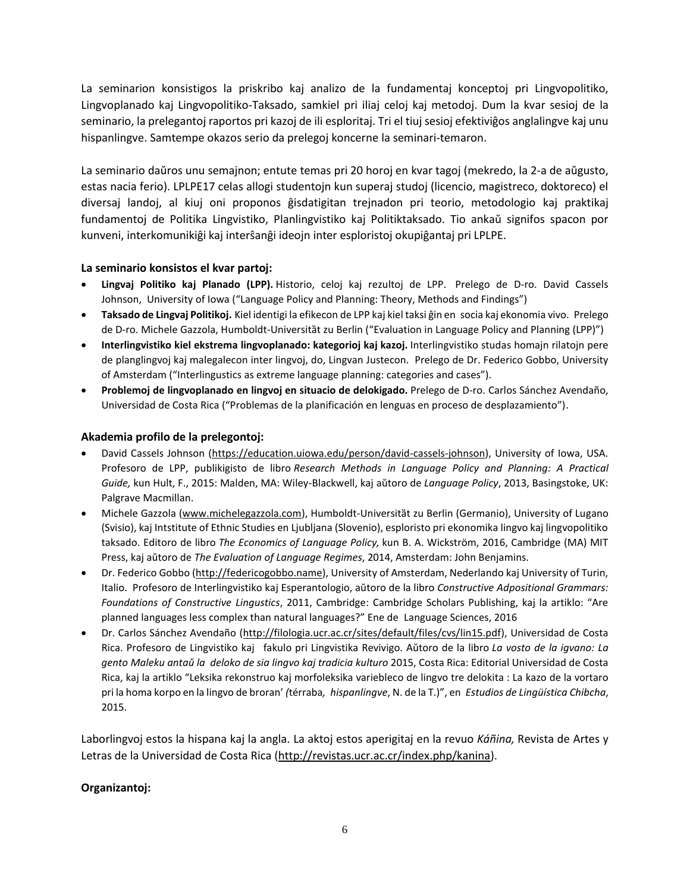La seminarion konsistigos la priskribo kaj analizo de la fundamentaj konceptoj pri Lingvopolitiko, Lingvoplanado kaj Lingvopolitiko-Taksado, samkiel pri iliaj celoj kaj metodoj. Dum la kvar sesioj de la seminario, la prelegantoj raportos pri kazoj de ili esploritaj. Tri el tiuj sesioj efektiviĝos anglalingve kaj unu hispanlingve. Samtempe okazos serio da prelegoj koncerne la seminari-temaron.

La seminario daŭros unu semajnon; entute temas pri 20 horoj en kvar tagoj (mekredo, la 2-a de aŭgusto, estas nacia ferio). LPLPE17 celas allogi studentojn kun superaj studoj (licencio, magistreco, doktoreco) el diversaj landoj, al kiuj oni proponos ĝisdatigitan trejnadon pri teorio, metodologio kaj praktikaj fundamentoj de Politika Lingvistiko, Planlingvistiko kaj Politiktaksado. Tio ankaŭ signifos spacon por kunveni, interkomunikiĝi kaj interŝanĝi ideojn inter esploristoj okupiĝantaj pri LPLPE.

**La seminario konsistos el kvar partoj:**

- **Lingvaj Politiko kaj Planado (LPP).** Historio, celoj kaj rezultoj de LPP. Prelego de D-ro. David Cassels Johnson, University of Iowa ("Language Policy and Planning: Theory, Methods and Findings")
- **Taksado de Lingvaj Politikoj.** Kiel identigi la efikecon de LPP kaj kiel taksi ĝin en socia kaj ekonomia vivo. Prelego de D-ro. Michele Gazzola, Humboldt-Universitàt zu Berlin ("Evaluation in Language Policy and Planning (LPP)")
- **Interlingvistiko kiel ekstrema lingvoplanado: kategorioj kaj kazoj.** Interlingvistiko studas homajn rilatojn pere de planglingvoj kaj malegalecon inter lingvoj, do, Lingvan Justecon. Prelego de Dr. Federico Gobbo, University of Amsterdam ("Interlingustics as extreme language planning: categories and cases").
- **Problemoj de lingvoplanado en lingvoj en situacio de delokigado.** Prelego de D-ro. Carlos Sánchez Avendaño, Universidad de Costa Rica ("Problemas de la planificación en lenguas en proceso de desplazamiento").

**Akademia profilo de la prelegontoj:**

- David Cassels Johnson (https://education.uiowa.edu/person/david-cassels-johnson), University of Iowa, USA. Profesoro de LPP, publikigisto de libro *Research Methods in Language Policy and Planning: A Practical Guide,* kun Hult, F., 2015: Malden, MA: Wiley-Blackwell, kaj aŭtoro de *Language Policy*, 2013, Basingstoke, UK: Palgrave Macmillan.
- Michele Gazzola (www.michelegazzola.com), Humboldt-Universitàt zu Berlin (Germanio), University of Lugano (Svisio), kaj Intstitute of Ethnic Studies en Ljubljana (Slovenio), esploristo pri ekonomika lingvo kaj lingvopolitiko taksado. Editoro de libro *The Economics of Language Policy,* kun B. A. Wickström, 2016, Cambridge (MA) MIT Press, kaj aŭtoro de *The Evaluation of Language Regimes*, 2014, Amsterdam: John Benjamins.
- Dr. Federico Gobbo (http://federicogobbo.name), University of Amsterdam, Nederlando kaj University of Turin, Italio. Profesoro de Interlingvistiko kaj Esperantologio, aŭtoro de la libro *Constructive Adpositional Grammars: Foundations of Constructive Lingustics*, 2011, Cambridge: Cambridge Scholars Publishing, kaj la artiklo: "Are planned languages less complex than natural languages?" Ene de Language Sciences, 2016
- Dr. Carlos Sánchez Avendaño (http://filologia.ucr.ac.cr/sites/default/files/cvs/lin15.pdf), Universidad de Costa Rica. Profesoro de Lingvistiko kaj fakulo pri Lingvistika Revivigo. Aŭtoro de la libro *La vosto de la igvano: La gento Maleku antaŭ la deloko de sia lingvo kaj tradicia kulturo* 2015, Costa Rica: Editorial Universidad de Costa Rica, kaj la artiklo "Leksika rekonstruo kaj morfoleksika variebleco de lingvo tre delokita : La kazo de la vortaro pri la homa korpo en la lingvo de broran' *(*térraba*, hispanlingve*, N. de la T.)", en *Estudios de Lingüística Chibcha*, 2015.

Laborlingvoj estos la hispana kaj la angla. La aktoj estos aperigitaj en la revuo *Káñina,* Revista de Artes y Letras de la Universidad de Costa Rica (http://revistas.ucr.ac.cr/index.php/kanina).

**Organizantoj:**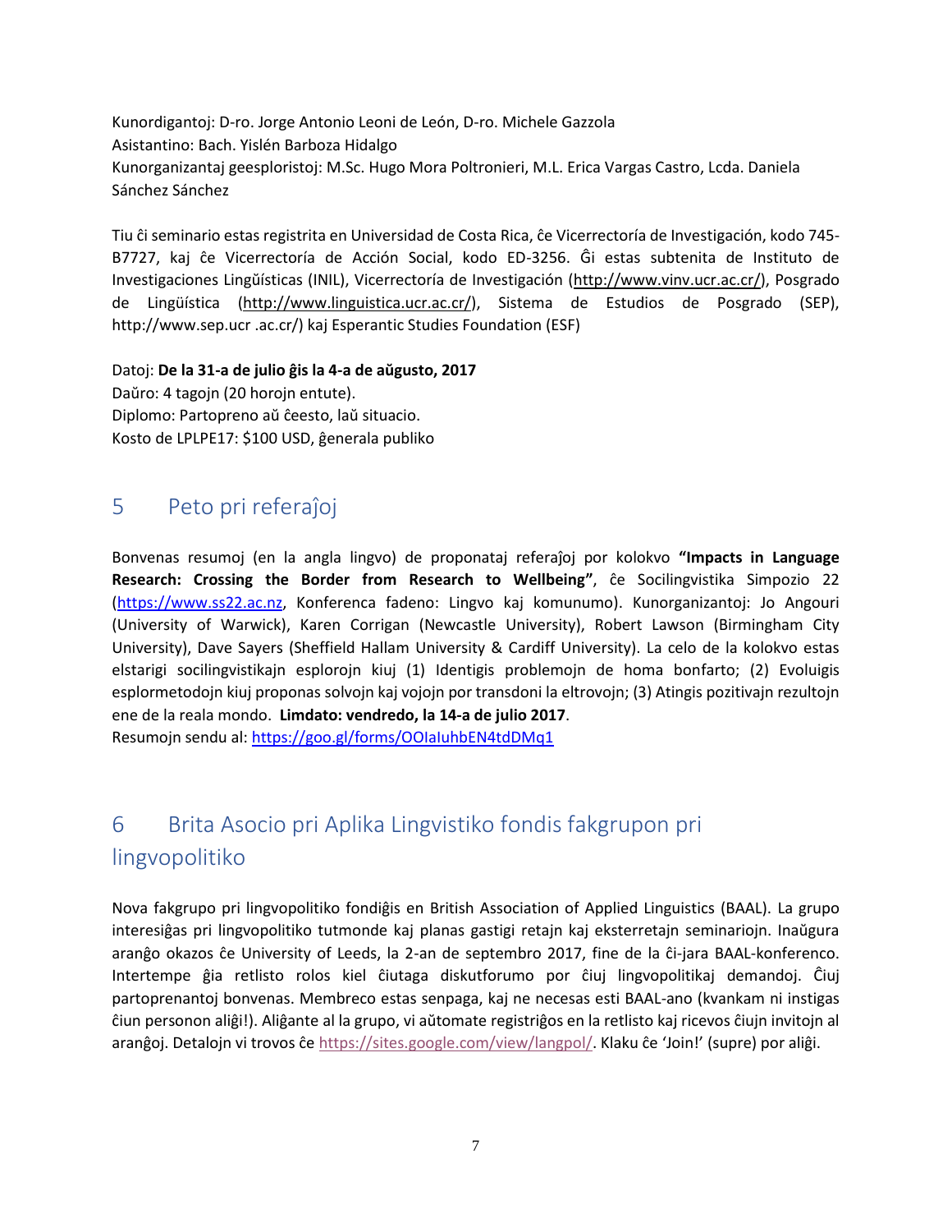Kunordigantoj: D-ro. Jorge Antonio Leoni de León, D-ro. Michele Gazzola
Asistantino: Bach. Yislén Barboza Hidalgo
Kunorganizantaj geesploristoj: M.Sc. Hugo Mora Poltronieri, M.L. Erica Vargas Castro, Lcda. Daniela Sánchez Sánchez

Tiu ĉi seminario estas registrita en Universidad de Costa Rica, ĉe Vicerrectoría de Investigación, kodo 745-B7727, kaj ĉe Vicerrectoría de Acción Social, kodo ED-3256. Ĝi estas subtenita de Instituto de Investigaciones Lingŭísticas (INIL), Vicerrectoría de Investigación (http://www.vinv.ucr.ac.cr/), Posgrado de Lingüística (http://www.linguistica.ucr.ac.cr/), Sistema de Estudios de Posgrado (SEP), http://www.sep.ucr .ac.cr/) kaj Esperantic Studies Foundation (ESF)

Datoj: **De la 31-a de julio ĝis la 4-a de aŭgusto, 2017**
Daŭro: 4 tagojn (20 horojn entute).
Diplomo: Partopreno aŭ ĉeesto, laŭ situacio.
Kosto de LPLPE17: $100 USD, ĝenerala publiko

## 5 Peto pri referaĵoj

Bonvenas resumoj (en la angla lingvo) de proponataj referaĵoj por kolokvo **"Impacts in Language Research: Crossing the Border from Research to Wellbeing"**, ĉe Socilingvistika Simpozio 22 (https://www.ss22.ac.nz, Konferenca fadeno: Lingvo kaj komunumo). Kunorganizantoj: Jo Angouri (University of Warwick), Karen Corrigan (Newcastle University), Robert Lawson (Birmingham City University), Dave Sayers (Sheffield Hallam University & Cardiff University). La celo de la kolokvo estas elstarigi socilingvistikajn esplorojn kiuj (1) Identigis problemojn de homa bonfarto; (2) Evoluigis esplormetodojn kiuj proponas solvojn kaj vojojn por transdoni la eltrovojn; (3) Atingis pozitivajn rezultojn ene de la reala mondo. **Limdato: vendredo, la 14-a de julio 2017**.
Resumojn sendu al: https://goo.gl/forms/OOIaIuhbEN4tdDMq1

## 6 Brita Asocio pri Aplika Lingvistiko fondis fakgrupon pri lingvopolitiko

Nova fakgrupo pri lingvopolitiko fondiĝis en British Association of Applied Linguistics (BAAL). La grupo interesiĝas pri lingvopolitiko tutmonde kaj planas gastigi retajn kaj eksterretajn seminariojn. Inaŭgura aranĝo okazos ĉe University of Leeds, la 2-an de septembro 2017, fine de la ĉi-jara BAAL-konferenco. Intertempe ĝia retlisto rolos kiel ĉiutaga diskutforumo por ĉiuj lingvopolitikaj demandoj. Ĉiuj partoprenantoj bonvenas. Membreco estas senpaga, kaj ne necesas esti BAAL-ano (kvankam ni instigas ĉiun personon aliĝi!). Aliĝante al la grupo, vi aŭtomate registriĝos en la retlisto kaj ricevos ĉiujn invitojn al aranĝoj. Detalojn vi trovos ĉe https://sites.google.com/view/langpol/. Klaku ĉe 'Join!' (supre) por aliĝi.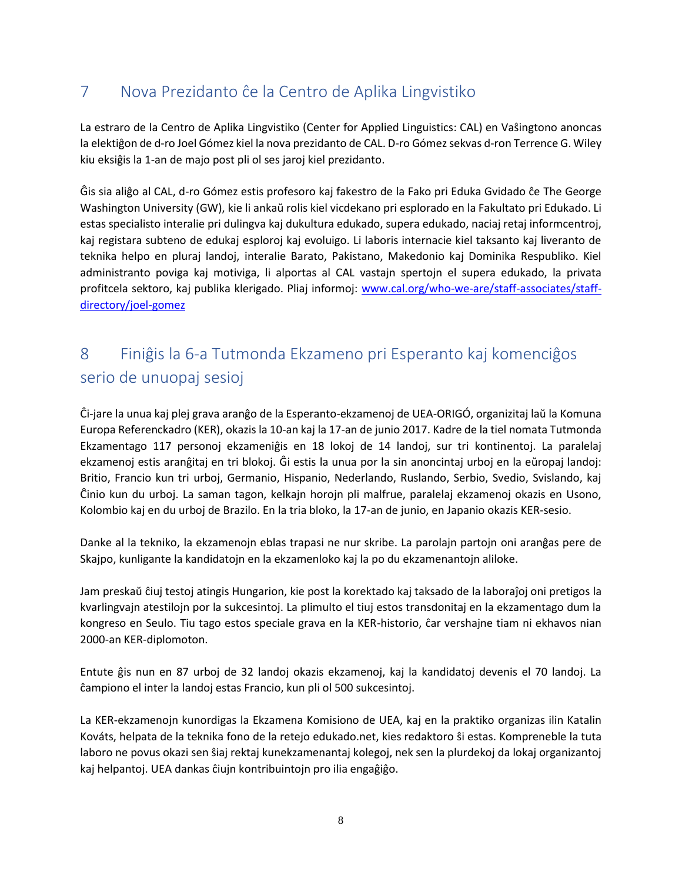## 7 Nova Prezidanto ĉe la Centro de Aplika Lingvistiko

La estraro de la Centro de Aplika Lingvistiko (Center for Applied Linguistics: CAL) en Vaŝingtono anoncas la elektiĝon de d-ro Joel Gómez kiel la nova prezidanto de CAL. D-ro Gómez sekvas d-ron Terrence G. Wiley kiu eksiĝis la 1-an de majo post pli ol ses jaroj kiel prezidanto.

Ĝis sia aliĝo al CAL, d-ro Gómez estis profesoro kaj fakestro de la Fako pri Eduka Gvidado ĉe The George Washington University (GW), kie li ankaŭ rolis kiel vicdekano pri esplorado en la Fakultato pri Edukado. Li estas specialisto interalie pri dulingva kaj dukultura edukado, supera edukado, naciaj retaj informcentroj, kaj registara subteno de edukaj esploroj kaj evoluigo. Li laboris internacie kiel taksanto kaj liveranto de teknika helpo en pluraj landoj, interalie Barato, Pakistano, Makedonio kaj Dominika Respubliko. Kiel administranto poviga kaj motiviga, li alportas al CAL vastajn spertojn el supera edukado, la privata profitcela sektoro, kaj publika klerigado. Pliaj informoj: [www.cal.org/who-we-are/staff-associates/staff-directory/joel-gomez](http://www.cal.org/who-we-are/staff-associates/staff-directory/joel-gomez)

## 8 Finiĝis la 6-a Tutmonda Ekzameno pri Esperanto kaj komenciĝos serio de unuopaj sesioj

Ĉi-jare la unua kaj plej grava aranĝo de la Esperanto-ekzamenoj de UEA-ORIGÓ, organizitaj laŭ la Komuna Europa Referenckadro (KER), okazis la 10-an kaj la 17-an de junio 2017. Kadre de la tiel nomata Tutmonda Ekzamentago 117 personoj ekzameniĝis en 18 lokoj de 14 landoj, sur tri kontinentoj. La paralelaj ekzamenoj estis aranĝitaj en tri blokoj. Ĝi estis la unua por la sin anoncintaj urboj en la eŭropaj landoj: Britio, Francio kun tri urboj, Germanio, Hispanio, Nederlando, Ruslando, Serbio, Svedio, Svislando, kaj Ĉinio kun du urboj. La saman tagon, kelkajn horojn pli malfrue, paralelaj ekzamenoj okazis en Usono, Kolombio kaj en du urboj de Brazilo. En la tria bloko, la 17-an de junio, en Japanio okazis KER-sesio.

Danke al la tekniko, la ekzamenojn eblas trapasi ne nur skribe. La parolajn partojn oni aranĝas pere de Skajpo, kunligante la kandidatojn en la ekzamenloko kaj la po du ekzamenantojn aliloke.

Jam preskaŭ ĉiuj testoj atingis Hungarion, kie post la korektado kaj taksado de la laboraĵoj oni pretigos la kvarlingvajn atestilojn por la sukcesintoj. La plimulto el tiuj estos transdonitaj en la ekzamentago dum la kongreso en Seulo. Tiu tago estos speciale grava en la KER-historio, ĉar vershajne tiam ni ekhavos nian 2000-an KER-diplomoton.

Entute ĝis nun en 87 urboj de 32 landoj okazis ekzamenoj, kaj la kandidatoj devenis el 70 landoj. La ĉampiono el inter la landoj estas Francio, kun pli ol 500 sukcesintoj.

La KER-ekzamenojn kunordigas la Ekzamena Komisiono de UEA, kaj en la praktiko organizas ilin Katalin Kováts, helpata de la teknika fono de la retejo edukado.net, kies redaktoro ŝi estas. Kompreneble la tuta laboro ne povus okazi sen ŝiaj rektaj kunekzamenantaj kolegoj, nek sen la plurdekoj da lokaj organizantoj kaj helpantoj. UEA dankas ĉiujn kontribuintojn pro ilia engaĝiĝo.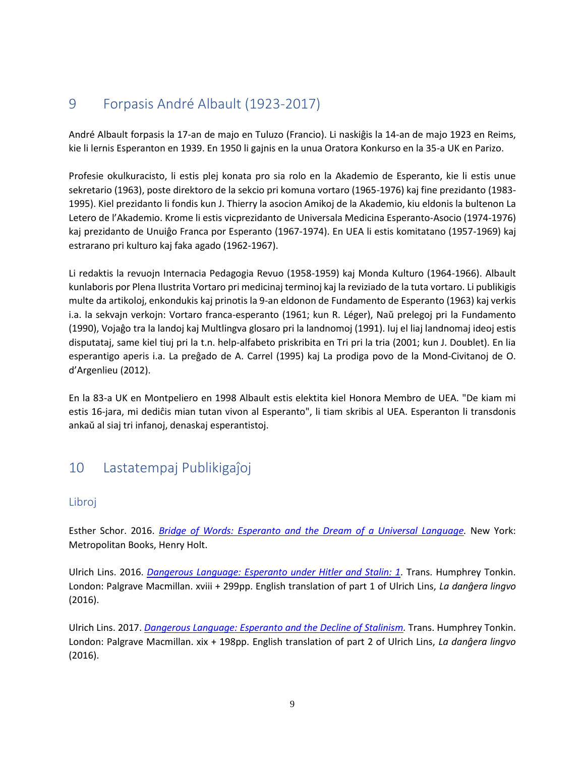## 9 Forpasis André Albault (1923-2017)

André Albault forpasis la 17-an de majo en Tuluzo (Francio). Li naskiĝis la 14-an de majo 1923 en Reims, kie li lernis Esperanton en 1939. En 1950 li gajnis en la unua Oratora Konkurso en la 35-a UK en Parizo.

Profesie okulkuracisto, li estis plej konata pro sia rolo en la Akademio de Esperanto, kie li estis unue sekretario (1963), poste direktoro de la sekcio pri komuna vortaro (1965-1976) kaj fine prezidanto (1983-1995). Kiel prezidanto li fondis kun J. Thierry la asocion Amikoj de la Akademio, kiu eldonis la bultenon La Letero de l'Akademio. Krome li estis vicprezidanto de Universala Medicina Esperanto-Asocio (1974-1976) kaj prezidanto de Unuiĝo Franca por Esperanto (1967-1974). En UEA li estis komitatano (1957-1969) kaj estrarano pri kulturo kaj faka agado (1962-1967).

Li redaktis la revuojn Internacia Pedagogia Revuo (1958-1959) kaj Monda Kulturo (1964-1966). Albault kunlaboris por Plena Ilustrita Vortaro pri medicinaj terminoj kaj la reviziado de la tuta vortaro. Li publikigis multe da artikoloj, enkondukis kaj prinotis la 9-an eldonon de Fundamento de Esperanto (1963) kaj verkis i.a. la sekvajn verkojn: Vortaro franca-esperanto (1961; kun R. Léger), Naŭ prelegoj pri la Fundamento (1990), Vojaĝo tra la landoj kaj Multlingva glosaro pri la landnomoj (1991). Iuj el liaj landnomaj ideoj estis disputataj, same kiel tiuj pri la t.n. help-alfabeto priskribita en Tri pri la tria (2001; kun J. Doublet). En lia esperantigo aperis i.a. La preĝado de A. Carrel (1995) kaj La prodiga povo de la Mond-Civitanoj de O. d'Argenlieu (2012).

En la 83-a UK en Montpeliero en 1998 Albault estis elektita kiel Honora Membro de UEA. "De kiam mi estis 16-jara, mi dediĉis mian tutan vivon al Esperanto", li tiam skribis al UEA. Esperanton li transdonis ankaŭ al siaj tri infanoj, denaskaj esperantistoj.

## 10 Lastatempaj Publikigaĵoj

### Libroj

Esther Schor. 2016. *Bridge of Words: Esperanto and the Dream of a Universal Language.* New York: Metropolitan Books, Henry Holt.

Ulrich Lins. 2016. *Dangerous Language: Esperanto under Hitler and Stalin: 1.* Trans. Humphrey Tonkin. London: Palgrave Macmillan. xviii + 299pp. English translation of part 1 of Ulrich Lins, *La danĝera lingvo* (2016).

Ulrich Lins. 2017. *Dangerous Language: Esperanto and the Decline of Stalinism.* Trans. Humphrey Tonkin. London: Palgrave Macmillan. xix + 198pp. English translation of part 2 of Ulrich Lins, *La danĝera lingvo* (2016).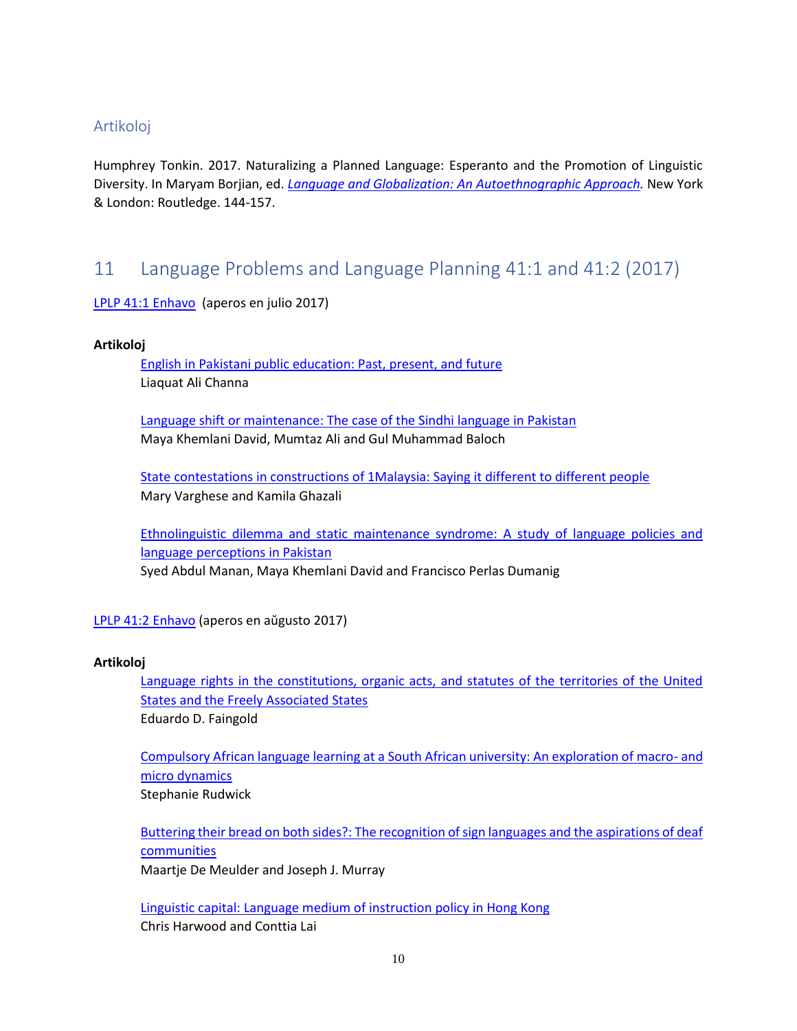## Artikoloj

Humphrey Tonkin. 2017. Naturalizing a Planned Language: Esperanto and the Promotion of Linguistic Diversity. In Maryam Borjian, ed. *Language and Globalization: An Autoethnographic Approach.* New York & London: Routledge. 144-157.

# 11 Language Problems and Language Planning 41:1 and 41:2 (2017)

LPLP 41:1 Enhavo (aperos en julio 2017)

**Artikoloj**

English in Pakistani public education: Past, present, and future
Liaquat Ali Channa

Language shift or maintenance: The case of the Sindhi language in Pakistan
Maya Khemlani David, Mumtaz Ali and Gul Muhammad Baloch

State contestations in constructions of 1Malaysia: Saying it different to different people
Mary Varghese and Kamila Ghazali

Ethnolinguistic dilemma and static maintenance syndrome: A study of language policies and language perceptions in Pakistan
Syed Abdul Manan, Maya Khemlani David and Francisco Perlas Dumanig

LPLP 41:2 Enhavo (aperos en aŭgusto 2017)

**Artikoloj**

Language rights in the constitutions, organic acts, and statutes of the territories of the United States and the Freely Associated States
Eduardo D. Faingold

Compulsory African language learning at a South African university: An exploration of macro- and micro dynamics
Stephanie Rudwick

Buttering their bread on both sides?: The recognition of sign languages and the aspirations of deaf communities
Maartje De Meulder and Joseph J. Murray

Linguistic capital: Language medium of instruction policy in Hong Kong
Chris Harwood and Conttia Lai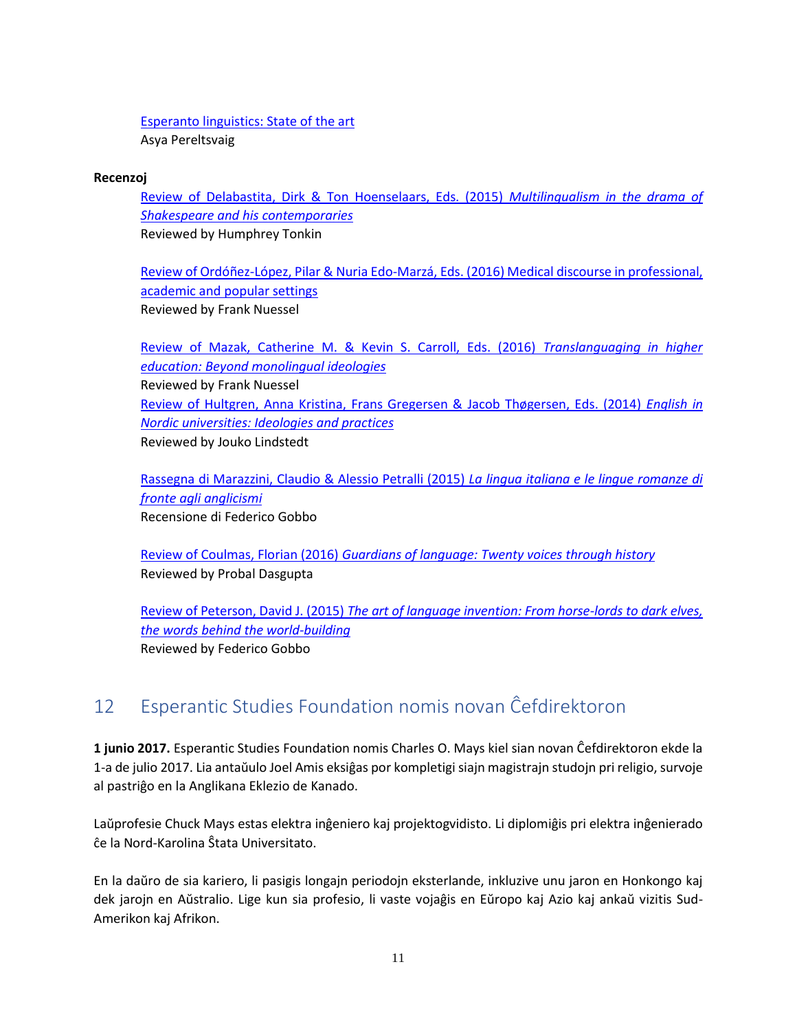Esperanto linguistics: State of the art
Asya Pereltsvaig

**Recenzoj**

Review of Delabastita, Dirk & Ton Hoenselaars, Eds. (2015) *Multilingualism in the drama of Shakespeare and his contemporaries*
Reviewed by Humphrey Tonkin

Review of Ordóñez-López, Pilar & Nuria Edo-Marzá, Eds. (2016) Medical discourse in professional, academic and popular settings
Reviewed by Frank Nuessel

Review of Mazak, Catherine M. & Kevin S. Carroll, Eds. (2016) *Translanguaging in higher education: Beyond monolingual ideologies*
Reviewed by Frank Nuessel

Review of Hultgren, Anna Kristina, Frans Gregersen & Jacob Thøgersen, Eds. (2014) *English in Nordic universities: Ideologies and practices*
Reviewed by Jouko Lindstedt

Rassegna di Marazzini, Claudio & Alessio Petralli (2015) *La lingua italiana e le lingue romanze di fronte agli anglicismi*
Recensione di Federico Gobbo

Review of Coulmas, Florian (2016) *Guardians of language: Twenty voices through history*
Reviewed by Probal Dasgupta

Review of Peterson, David J. (2015) *The art of language invention: From horse-lords to dark elves, the words behind the world-building*
Reviewed by Federico Gobbo

## 12 Esperantic Studies Foundation nomis novan Ĉefdirektoron

**1 junio 2017.** Esperantic Studies Foundation nomis Charles O. Mays kiel sian novan Ĉefdirektoron ekde la 1-a de julio 2017. Lia antaŭulo Joel Amis eksiĝas por kompletigi siajn magistrajn studojn pri religio, survoje al pastriĝo en la Anglikana Eklezio de Kanado.

Laŭprofesie Chuck Mays estas elektra inĝeniero kaj projektogvidisto. Li diplomiĝis pri elektra inĝenierado ĉe la Nord-Karolina Ŝtata Universitato.

En la daŭro de sia kariero, li pasigis longajn periodojn eksterlande, inkluzive unu jaron en Honkongo kaj dek jarojn en Aŭstralio. Lige kun sia profesio, li vaste vojaĝis en Eŭropo kaj Azio kaj ankaŭ vizitis Sud-Amerikon kaj Afrikon.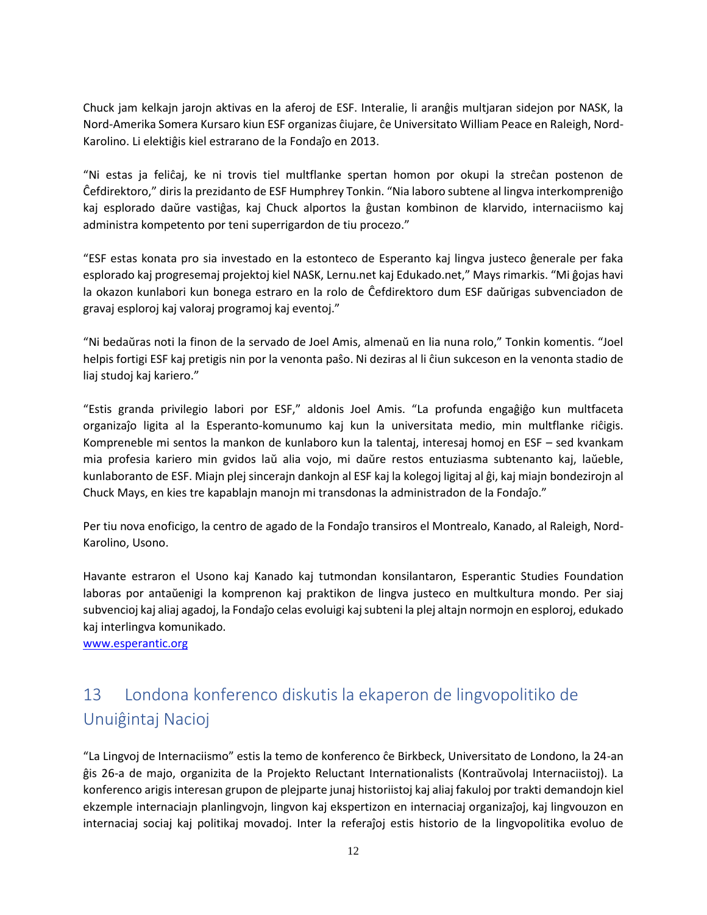Chuck jam kelkajn jarojn aktivas en la aferoj de ESF. Interalie, li aranĝis multjaran sidejon por NASK, la Nord-Amerika Somera Kursaro kiun ESF organizas ĉiujare, ĉe Universitato William Peace en Raleigh, Nord-Karolino. Li elektiĝis kiel estrarano de la Fondaĵo en 2013.

“Ni estas ja feliĉaj, ke ni trovis tiel multflanke spertan homon por okupi la streĉan postenon de Ĉefdirektoro,” diris la prezidanto de ESF Humphrey Tonkin. “Nia laboro subtene al lingva interkompreniĝo kaj esplorado daŭre vastiĝas, kaj Chuck alportos la ĝustan kombinon de klarvido, internaciismo kaj administra kompetento por teni superrigardon de tiu procezo.”

“ESF estas konata pro sia investado en la estonteco de Esperanto kaj lingva justeco ĝenerale per faka esplorado kaj progresemaj projektoj kiel NASK, Lernu.net kaj Edukado.net,” Mays rimarkis. “Mi ĝojas havi la okazon kunlabori kun bonega estraro en la rolo de Ĉefdirektoro dum ESF daŭrigas subvenciadon de gravaj esploroj kaj valoraj programoj kaj eventoj.”

“Ni bedaŭras noti la finon de la servado de Joel Amis, almenaŭ en lia nuna rolo,” Tonkin komentis. “Joel helpis fortigi ESF kaj pretigis nin por la venonta paŝo. Ni deziras al li ĉiun sukceson en la venonta stadio de liaj studoj kaj kariero.”

“Estis granda privilegio labori por ESF,” aldonis Joel Amis. “La profunda engaĝiĝo kun multfaceta organizaĵo ligita al la Esperanto-komunumo kaj kun la universitata medio, min multflanke riĉigis. Kompreneble mi sentos la mankon de kunlaboro kun la talentaj, interesaj homoj en ESF – sed kvankam mia profesia kariero min gvidos laŭ alia vojo, mi daŭre restos entuziasma subtenanto kaj, laŭeble, kunlaboranto de ESF. Miajn plej sincerajn dankojn al ESF kaj la kolegoj ligitaj al ĝi, kaj miajn bondezirojn al Chuck Mays, en kies tre kapablajn manojn mi transdonas la administradon de la Fondaĵo.”

Per tiu nova enoficigo, la centro de agado de la Fondaĵo transiros el Montrealo, Kanado, al Raleigh, Nord-Karolino, Usono.

Havante estraron el Usono kaj Kanado kaj tutmondan konsilantaron, Esperantic Studies Foundation laboras por antaŭenigi la komprenon kaj praktikon de lingva justeco en multkultura mondo. Per siaj subvencioj kaj aliaj agadoj, la Fondaĵo celas evoluigi kaj subteni la plej altajn normojn en esploroj, edukado kaj interlingva komunikado.
www.esperantic.org

## 13 Londona konferenco diskutis la ekaperon de lingvopolitiko de Unuiĝintaj Nacioj

“La Lingvoj de Internaciismo” estis la temo de konferenco ĉe Birkbeck, Universitato de Londono, la 24-an ĝis 26-a de majo, organizita de la Projekto Reluctant Internationalists (Kontraŭvolaj Internaciistoj). La konferenco arigis interesan grupon de plejparte junaj historiistoj kaj aliaj fakuloj por trakti demandojn kiel ekzemple internaciajn planlingvojn, lingvon kaj ekspertizon en internaciaj organizaĵoj, kaj lingvouzon en internaciaj sociaj kaj politikaj movadoj. Inter la referaĵoj estis historio de la lingvopolitika evoluo de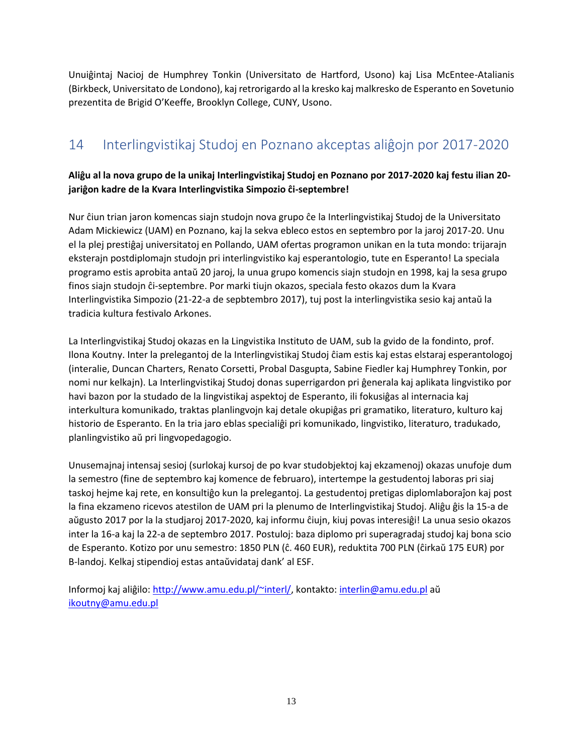Unuiĝintaj Nacioj de Humphrey Tonkin (Universitato de Hartford, Usono) kaj Lisa McEntee-Atalianis (Birkbeck, Universitato de Londono), kaj retrorigardo al la kresko kaj malkresko de Esperanto en Sovetunio prezentita de Brigid O'Keeffe, Brooklyn College, CUNY, Usono.

## 14 Interlingvistikaj Studoj en Poznano akceptas aliĝojn por 2017-2020

**Aliĝu al la nova grupo de la unikaj Interlingvistikaj Studoj en Poznano por 2017-2020 kaj festu ilian 20-jariĝon kadre de la Kvara Interlingvistika Simpozio ĉi-septembre!**

Nur ĉiun trian jaron komencas siajn studojn nova grupo ĉe la Interlingvistikaj Studoj de la Universitato Adam Mickiewicz (UAM) en Poznano, kaj la sekva ebleco estos en septembro por la jaroj 2017-20. Unu el la plej prestiĝaj universitatoj en Pollando, UAM ofertas programon unikan en la tuta mondo: trijarajn eksterajn postdiplomajn studojn pri interlingvistiko kaj esperantologio, tute en Esperanto! La speciala programo estis aprobita antaŭ 20 jaroj, la unua grupo komencis siajn studojn en 1998, kaj la sesa grupo finos siajn studojn ĉi-septembre. Por marki tiujn okazojn, speciala festo okazos dum la Kvara Interlingvistika Simpozio (21-22-a de sepbtembro 2017), tuj post la interlingvistika sesio kaj antaŭ la tradicia kultura festivalo Arkones.

La Interlingvistikaj Studoj okazas en la Lingvistika Instituto de UAM, sub la gvido de la fondinto, prof. Ilona Koutny. Inter la prelegantoj de la Interlingvistikaj Studoj ĉiam estis kaj estas elstaraj esperantologoj (interalie, Duncan Charters, Renato Corsetti, Probal Dasgupta, Sabine Fiedler kaj Humphrey Tonkin, por nomi nur kelkajn). La Interlingvistikaj Studoj donas superrigardon pri ĝenerala kaj aplikata lingvistiko por havi bazon por la studado de la lingvistikaj aspektoj de Esperanto, ili fokusiĝas al internacia kaj interkultura komunikado, traktas planlingvojn kaj detale okupiĝas pri gramatiko, literaturo, kulturo kaj historio de Esperanto. En la tria jaro eblas specialiĝi pri komunikado, lingvistiko, literaturo, tradukado, planlingvistiko aŭ pri lingvopedagogio.

Unusemajnaj intensaj sesioj (surlokaj kursoj de po kvar studobjektoj kaj ekzamenoj) okazas unufoje dum la semestro (fine de septembro kaj komence de februaro), intertempe la gestudentoj laboras pri siaj taskoj hejme kaj rete, en konsultiĝo kun la prelegantoj. La gestudentoj pretigas diplomlaboraĵon kaj post la fina ekzameno ricevos atestilon de UAM pri la plenumo de Interlingvistikaj Studoj. Aliĝu ĝis la 15-a de aŭgusto 2017 por la la studjaroj 2017-2020, kaj informu ĉiujn, kiuj povas interesiĝi! La unua sesio okazos inter la 16-a kaj la 22-a de septembro 2017. Postuloj: baza diplomo pri superagradaj studoj kaj bona scio de Esperanto. Kotizo por unu semestro: 1850 PLN (ĉ. 460 EUR), reduktita 700 PLN (ĉirkaŭ 175 EUR) por B-landoj. Kelkaj stipendioj estas antaŭvidataj dank' al ESF.

Informoj kaj aliĝilo: http://www.amu.edu.pl/~interl/, kontakto: interlin@amu.edu.pl aŭ ikoutny@amu.edu.pl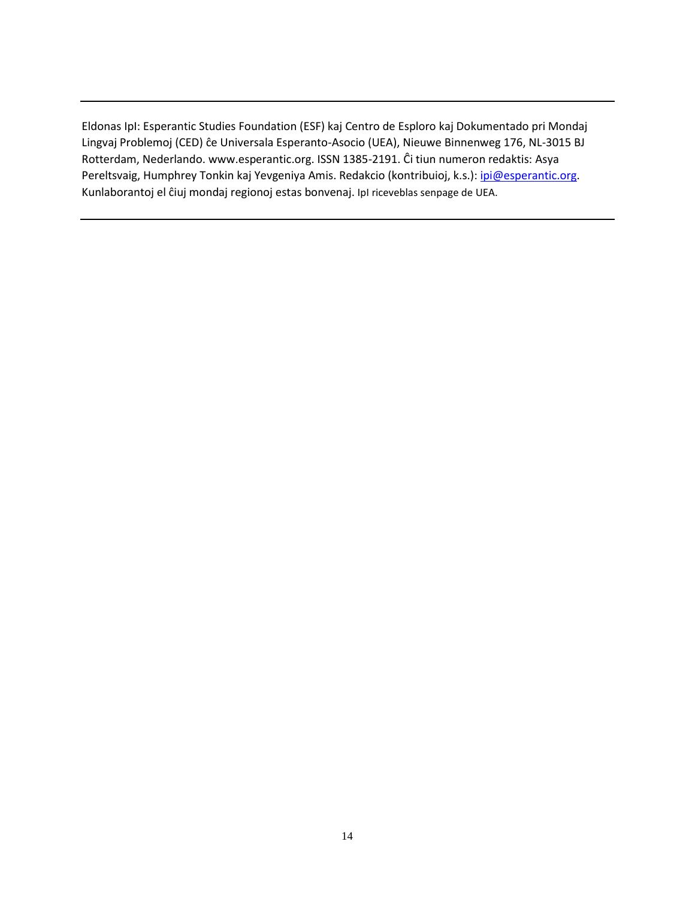---

Eldonas IpI: Esperantic Studies Foundation (ESF) kaj Centro de Esploro kaj Dokumentado pri Mondaj Lingvaj Problemoj (CED) ĉe Universala Esperanto-Asocio (UEA), Nieuwe Binnenweg 176, NL-3015 BJ Rotterdam, Nederlando. www.esperantic.org. ISSN 1385-2191. Ĉi tiun numeron redaktis: Asya Pereltsvaig, Humphrey Tonkin kaj Yevgeniya Amis. Redakcio (kontribuioj, k.s.): ipi@esperantic.org. Kunlaborantoj el ĉiuj mondaj regionoj estas bonvenaj. IpI riceveblas senpage de UEA.

---